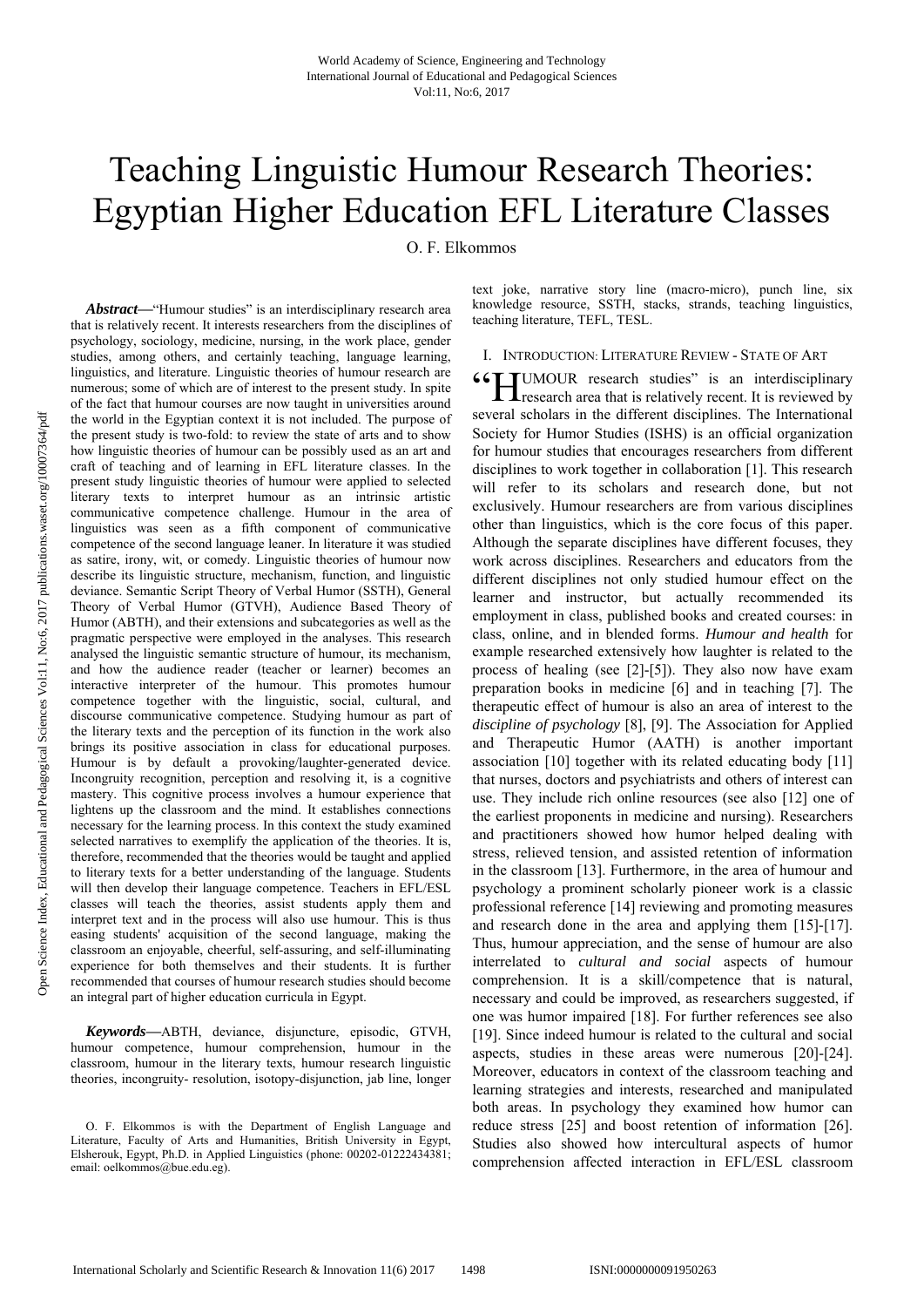# Teaching Linguistic Humour Research Theories: Egyptian Higher Education EFL Literature Classes

O. F. Elkommos

***Abstract*—**"Humour studies" is an interdisciplinary research area that is relatively recent. It interests researchers from the disciplines of psychology, sociology, medicine, nursing, in the work place, gender studies, among others, and certainly teaching, language learning, linguistics, and literature. Linguistic theories of humour research are numerous; some of which are of interest to the present study. In spite of the fact that humour courses are now taught in universities around the world in the Egyptian context it is not included. The purpose of the present study is two-fold: to review the state of arts and to show how linguistic theories of humour can be possibly used as an art and craft of teaching and of learning in EFL literature classes. In the present study linguistic theories of humour were applied to selected literary texts to interpret humour as an intrinsic artistic communicative competence challenge. Humour in the area of linguistics was seen as a fifth component of communicative competence of the second language leaner. In literature it was studied as satire, irony, wit, or comedy. Linguistic theories of humour now describe its linguistic structure, mechanism, function, and linguistic deviance. Semantic Script Theory of Verbal Humor (SSTH), General Theory of Verbal Humor (GTVH), Audience Based Theory of Humor (ABTH), and their extensions and subcategories as well as the pragmatic perspective were employed in the analyses. This research analysed the linguistic semantic structure of humour, its mechanism, and how the audience reader (teacher or learner) becomes an interactive interpreter of the humour. This promotes humour competence together with the linguistic, social, cultural, and discourse communicative competence. Studying humour as part of the literary texts and the perception of its function in the work also brings its positive association in class for educational purposes. Humour is by default a provoking/laughter-generated device. Incongruity recognition, perception and resolving it, is a cognitive mastery. This cognitive process involves a humour experience that lightens up the classroom and the mind. It establishes connections necessary for the learning process. In this context the study examined selected narratives to exemplify the application of the theories. It is, therefore, recommended that the theories would be taught and applied to literary texts for a better understanding of the language. Students will then develop their language competence. Teachers in EFL/ESL classes will teach the theories, assist students apply them and interpret text and in the process will also use humour. This is thus easing students' acquisition of the second language, making the classroom an enjoyable, cheerful, self-assuring, and self-illuminating experience for both themselves and their students. It is further recommended that courses of humour research studies should become an integral part of higher education curricula in Egypt.

***Keywords*—**ABTH, deviance, disjuncture, episodic, GTVH, humour competence, humour comprehension, humour in the classroom, humour in the literary texts, humour research linguistic theories, incongruity- resolution, isotopy-disjunction, jab line, longer text joke, narrative story line (macro-micro), punch line, six knowledge resource, SSTH, stacks, strands, teaching linguistics, teaching literature, TEFL, TESL.

O. F. Elkommos is with the Department of English Language and Literature, Faculty of Arts and Humanities, British University in Egypt, Elsherouk, Egypt, Ph.D. in Applied Linguistics (phone: 00202-01222434381; email: oelkommos@bue.edu.eg).

## I. Introduction: Literature Review - State of Art

"HUMOUR research studies" is an interdisciplinary research area that is relatively recent. It is reviewed by several scholars in the different disciplines. The International Society for Humor Studies (ISHS) is an official organization for humour studies that encourages researchers from different disciplines to work together in collaboration [1]. This research will refer to its scholars and research done, but not exclusively. Humour researchers are from various disciplines other than linguistics, which is the core focus of this paper. Although the separate disciplines have different focuses, they work across disciplines. Researchers and educators from the different disciplines not only studied humour effect on the learner and instructor, but actually recommended its employment in class, published books and created courses: in class, online, and in blended forms. *Humour and health* for example researched extensively how laughter is related to the process of healing (see [2]-[5]). They also now have exam preparation books in medicine [6] and in teaching [7]. The therapeutic effect of humour is also an area of interest to the *discipline of psychology* [8], [9]. The Association for Applied and Therapeutic Humor (AATH) is another important association [10] together with its related educating body [11] that nurses, doctors and psychiatrists and others of interest can use. They include rich online resources (see also [12] one of the earliest proponents in medicine and nursing). Researchers and practitioners showed how humor helped dealing with stress, relieved tension, and assisted retention of information in the classroom [13]. Furthermore, in the area of humour and psychology a prominent scholarly pioneer work is a classic professional reference [14] reviewing and promoting measures and research done in the area and applying them [15]-[17]. Thus, humour appreciation, and the sense of humour are also interrelated to *cultural and social* aspects of humour comprehension. It is a skill/competence that is natural, necessary and could be improved, as researchers suggested, if one was humor impaired [18]. For further references see also [19]. Since indeed humour is related to the cultural and social aspects, studies in these areas were numerous [20]-[24]. Moreover, educators in context of the classroom teaching and learning strategies and interests, researched and manipulated both areas. In psychology they examined how humor can reduce stress [25] and boost retention of information [26]. Studies also showed how intercultural aspects of humor comprehension affected interaction in EFL/ESL classroom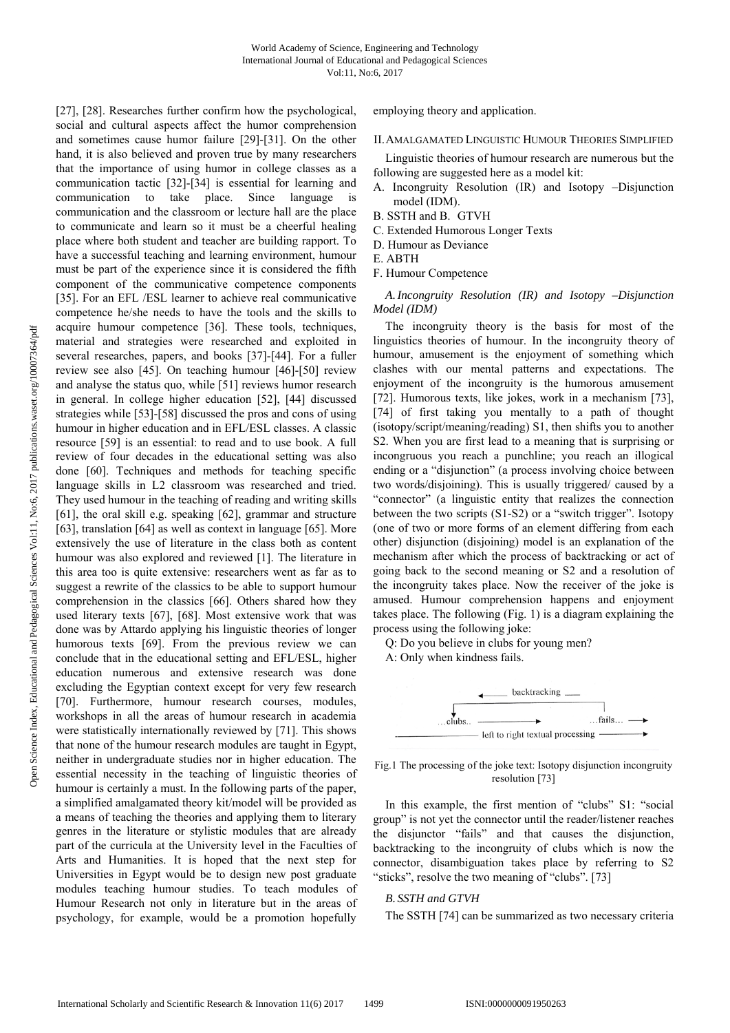[27], [28]. Researches further confirm how the psychological, social and cultural aspects affect the humor comprehension and sometimes cause humor failure [29]-[31]. On the other hand, it is also believed and proven true by many researchers that the importance of using humor in college classes as a communication tactic [32]-[34] is essential for learning and communication to take place. Since language is communication and the classroom or lecture hall are the place to communicate and learn so it must be a cheerful healing place where both student and teacher are building rapport. To have a successful teaching and learning environment, humour must be part of the experience since it is considered the fifth component of the communicative competence components [35]. For an EFL /ESL learner to achieve real communicative competence he/she needs to have the tools and the skills to acquire humour competence [36]. These tools, techniques, material and strategies were researched and exploited in several researches, papers, and books [37]-[44]. For a fuller review see also [45]. On teaching humour [46]-[50] review and analyse the status quo, while [51] reviews humor research in general. In college higher education [52], [44] discussed strategies while [53]-[58] discussed the pros and cons of using humour in higher education and in EFL/ESL classes. A classic resource [59] is an essential: to read and to use book. A full review of four decades in the educational setting was also done [60]. Techniques and methods for teaching specific language skills in L2 classroom was researched and tried. They used humour in the teaching of reading and writing skills [61], the oral skill e.g. speaking [62], grammar and structure [63], translation [64] as well as context in language [65]. More extensively the use of literature in the class both as content humour was also explored and reviewed [1]. The literature in this area too is quite extensive: researchers went as far as to suggest a rewrite of the classics to be able to support humour comprehension in the classics [66]. Others shared how they used literary texts [67], [68]. Most extensive work that was done was by Attardo applying his linguistic theories of longer humorous texts [69]. From the previous review we can conclude that in the educational setting and EFL/ESL, higher education numerous and extensive research was done excluding the Egyptian context except for very few research [70]. Furthermore, humour research courses, modules, workshops in all the areas of humour research in academia were statistically internationally reviewed by [71]. This shows that none of the humour research modules are taught in Egypt, neither in undergraduate studies nor in higher education. The essential necessity in the teaching of linguistic theories of humour is certainly a must. In the following parts of the paper, a simplified amalgamated theory kit/model will be provided as a means of teaching the theories and applying them to literary genres in the literature or stylistic modules that are already part of the curricula at the University level in the Faculties of Arts and Humanities. It is hoped that the next step for Universities in Egypt would be to design new post graduate modules teaching humour studies. To teach modules of Humour Research not only in literature but in the areas of psychology, for example, would be a promotion hopefully employing theory and application.

## II. Amalgamated Linguistic Humour Theories Simplified

Linguistic theories of humour research are numerous but the following are suggested here as a model kit:

A. Incongruity Resolution (IR) and Isotopy –Disjunction model (IDM).
B. SSTH and B. GTVH
C. Extended Humorous Longer Texts
D. Humour as Deviance
E. ABTH
F. Humour Competence

### *A. Incongruity Resolution (IR) and Isotopy –Disjunction Model (IDM)*

The incongruity theory is the basis for most of the linguistics theories of humour. In the incongruity theory of humour, amusement is the enjoyment of something which clashes with our mental patterns and expectations. The enjoyment of the incongruity is the humorous amusement [72]. Humorous texts, like jokes, work in a mechanism [73], [74] of first taking you mentally to a path of thought (isotopy/script/meaning/reading) S1, then shifts you to another S2. When you are first lead to a meaning that is surprising or incongruous you reach a punchline; you reach an illogical ending or a "disjunction" (a process involving choice between two words/disjoining). This is usually triggered/ caused by a "connector" (a linguistic entity that realizes the connection between the two scripts (S1-S2) or a "switch trigger". Isotopy (one of two or more forms of an element differing from each other) disjunction (disjoining) model is an explanation of the mechanism after which the process of backtracking or act of going back to the second meaning or S2 and a resolution of the incongruity takes place. Now the receiver of the joke is amused. Humour comprehension happens and enjoyment takes place. The following (Fig. 1) is a diagram explaining the process using the following joke:

Q: Do you believe in clubs for young men?
A: Only when kindness fails.

Fig.1 The processing of the joke text: Isotopy disjunction incongruity resolution [73]

In this example, the first mention of "clubs" S1: "social group" is not yet the connector until the reader/listener reaches the disjunctor "fails" and that causes the disjunction, backtracking to the incongruity of clubs which is now the connector, disambiguation takes place by referring to S2 "sticks", resolve the two meaning of "clubs". [73]

### *B. SSTH and GTVH*

The SSTH [74] can be summarized as two necessary criteria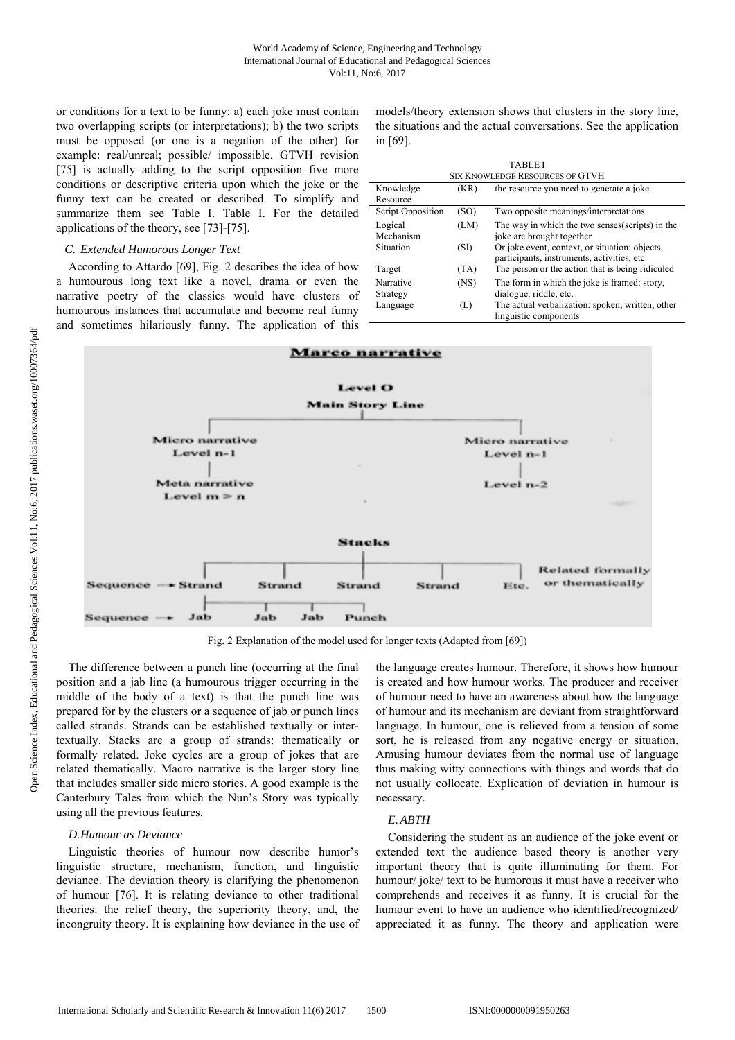or conditions for a text to be funny: a) each joke must contain two overlapping scripts (or interpretations); b) the two scripts must be opposed (or one is a negation of the other) for example: real/unreal; possible/ impossible. GTVH revision [75] is actually adding to the script opposition five more conditions or descriptive criteria upon which the joke or the funny text can be created or described. To simplify and summarize them see Table I. Table I. For the detailed applications of the theory, see [73]-[75].

### C. Extended Humorous Longer Text

According to Attardo [69], Fig. 2 describes the idea of how a humourous long text like a novel, drama or even the narrative poetry of the classics would have clusters of humourous instances that accumulate and become real funny and sometimes hilariously funny. The application of this models/theory extension shows that clusters in the story line, the situations and the actual conversations. See the application in [69].

TABLE I
SIX KNOWLEDGE RESOURCES OF GTVH

| Knowledge Resource | (KR) | the resource you need to generate a joke |
|---|---|---|
| Script Opposition | (SO) | Two opposite meanings/interpretations |
| Logical Mechanism | (LM) | The way in which the two senses(scripts) in the joke are brought together |
| Situation | (SI) | Or joke event, context, or situation: objects, participants, instruments, activities, etc. |
| Target | (TA) | The person or the action that is being ridiculed |
| Narrative Strategy | (NS) | The form in which the joke is framed: story, dialogue, riddle, etc. |
| Language | (L) | The actual verbalization: spoken, written, other linguistic components |

Fig. 2 Explanation of the model used for longer texts (Adapted from [69])

The difference between a punch line (occurring at the final position and a jab line (a humourous trigger occurring in the middle of the body of a text) is that the punch line was prepared for by the clusters or a sequence of jab or punch lines called strands. Strands can be established textually or inter-textually. Stacks are a group of strands: thematically or formally related. Joke cycles are a group of jokes that are related thematically. Macro narrative is the larger story line that includes smaller side micro stories. A good example is the Canterbury Tales from which the Nun's Story was typically using all the previous features.

### D. Humour as Deviance

Linguistic theories of humour now describe humor's linguistic structure, mechanism, function, and linguistic deviance. The deviation theory is clarifying the phenomenon of humour [76]. It is relating deviance to other traditional theories: the relief theory, the superiority theory, and, the incongruity theory. It is explaining how deviance in the use of the language creates humour. Therefore, it shows how humour is created and how humour works. The producer and receiver of humour need to have an awareness about how the language of humour and its mechanism are deviant from straightforward language. In humour, one is relieved from a tension of some sort, he is released from any negative energy or situation. Amusing humour deviates from the normal use of language thus making witty connections with things and words that do not usually collocate. Explication of deviation in humour is necessary.

### E. ABTH

Considering the student as an audience of the joke event or extended text the audience based theory is another very important theory that is quite illuminating for them. For humour/ joke/ text to be humorous it must have a receiver who comprehends and receives it as funny. It is crucial for the humour event to have an audience who identified/recognized/ appreciated it as funny. The theory and application were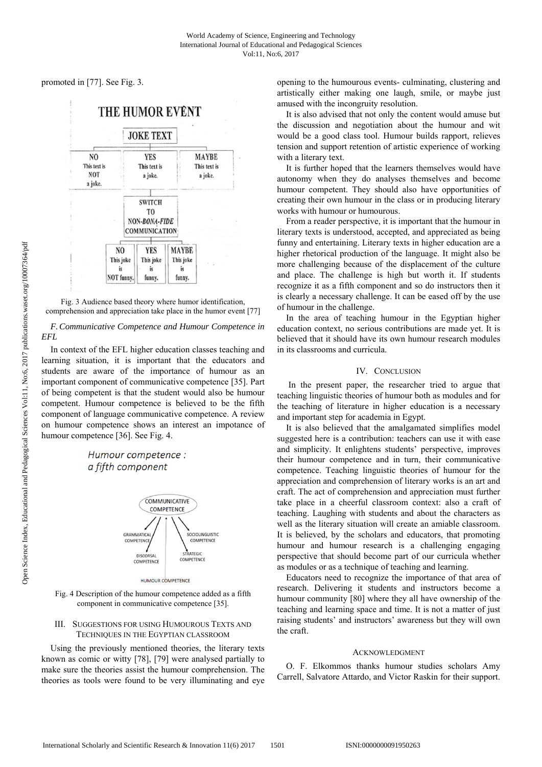promoted in [77]. See Fig. 3.

Fig. 3 Audience based theory where humor identification, comprehension and appreciation take place in the humor event [77]

*F. Communicative Competence and Humour Competence in EFL*

In context of the EFL higher education classes teaching and learning situation, it is important that the educators and students are aware of the importance of humour as an important component of communicative competence [35]. Part of being competent is that the student would also be humour competent. Humour competence is believed to be the fifth component of language communicative competence. A review on humour competence shows an interest an impotance of humour competence [36]. See Fig. 4.

Fig. 4 Description of the humour competence added as a fifth component in communicative competence [35].

## III. Suggestions for using Humourous Texts and Techniques in the Egyptian classroom

Using the previously mentioned theories, the literary texts known as comic or witty [78], [79] were analysed partially to make sure the theories assist the humour comprehension. The theories as tools were found to be very illuminating and eye opening to the humourous events- culminating, clustering and artistically either making one laugh, smile, or maybe just amused with the incongruity resolution.

It is also advised that not only the content would amuse but the discussion and negotiation about the humour and wit would be a good class tool. Humour builds rapport, relieves tension and support retention of artistic experience of working with a literary text.

It is further hoped that the learners themselves would have autonomy when they do analyses themselves and become humour competent. They should also have opportunities of creating their own humour in the class or in producing literary works with humour or humourous.

From a reader perspective, it is important that the humour in literary texts is understood, accepted, and appreciated as being funny and entertaining. Literary texts in higher education are a higher rhetorical production of the language. It might also be more challenging because of the displacement of the culture and place. The challenge is high but worth it. If students recognize it as a fifth component and so do instructors then it is clearly a necessary challenge. It can be eased off by the use of humour in the challenge.

In the area of teaching humour in the Egyptian higher education context, no serious contributions are made yet. It is believed that it should have its own humour research modules in its classrooms and curricula.

## IV. Conclusion

In the present paper, the researcher tried to argue that teaching linguistic theories of humour both as modules and for the teaching of literature in higher education is a necessary and important step for academia in Egypt.

It is also believed that the amalgamated simplifies model suggested here is a contribution: teachers can use it with ease and simplicity. It enlightens students' perspective, improves their humour competence and in turn, their communicative competence. Teaching linguistic theories of humour for the appreciation and comprehension of literary works is an art and craft. The act of comprehension and appreciation must further take place in a cheerful classroom context: also a craft of teaching. Laughing with students and about the characters as well as the literary situation will create an amiable classroom. It is believed, by the scholars and educators, that promoting humour and humour research is a challenging engaging perspective that should become part of our curricula whether as modules or as a technique of teaching and learning.

Educators need to recognize the importance of that area of research. Delivering it students and instructors become a humour community [80] where they all have ownership of the teaching and learning space and time. It is not a matter of just raising students' and instructors' awareness but they will own the craft.

## Acknowledgment

O. F. Elkommos thanks humour studies scholars Amy Carrell, Salvatore Attardo, and Victor Raskin for their support.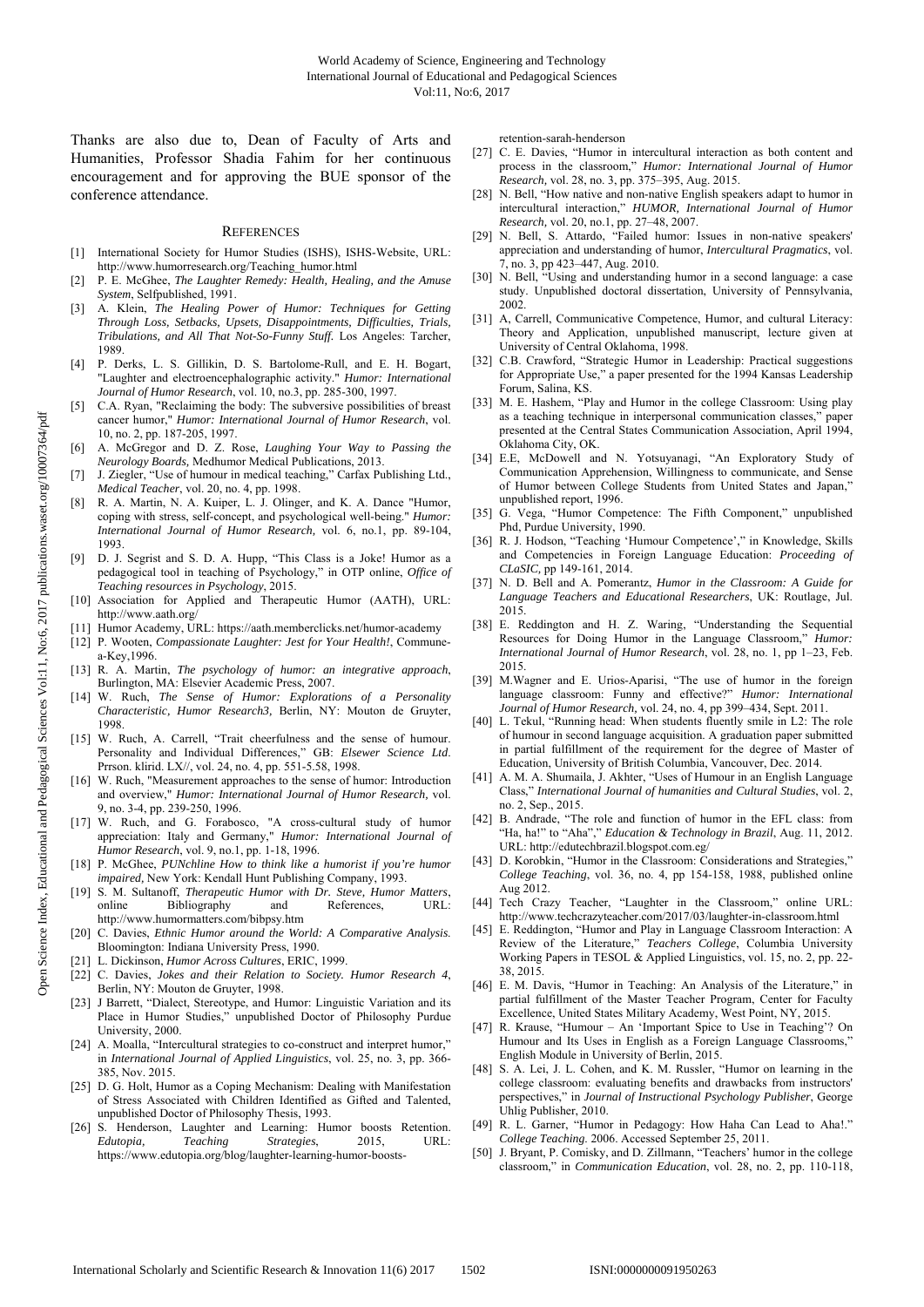Thanks are also due to, Dean of Faculty of Arts and Humanities, Professor Shadia Fahim for her continuous encouragement and for approving the BUE sponsor of the conference attendance.

## REFERENCES

[1] International Society for Humor Studies (ISHS), ISHS-Website, URL: http://www.humorresearch.org/Teaching_humor.html

[2] P. E. McGhee, *The Laughter Remedy: Health, Healing, and the Amuse System*, Selfpublished, 1991.

[3] A. Klein, *The Healing Power of Humor: Techniques for Getting Through Loss, Setbacks, Upsets, Disappointments, Difficulties, Trials, Tribulations, and All That Not-So-Funny Stuff*. Los Angeles: Tarcher, 1989.

[4] P. Derks, L. S. Gillikin, D. S. Bartolome-Rull, and E. H. Bogart, "Laughter and electroencephalographic activity." *Humor: International Journal of Humor Research*, vol. 10, no.3, pp. 285-300, 1997.

[5] C.A. Ryan, "Reclaiming the body: The subversive possibilities of breast cancer humor," *Humor: International Journal of Humor Research*, vol. 10, no. 2, pp. 187-205, 1997.

[6] A. McGregor and D. Z. Rose, *Laughing Your Way to Passing the Neurology Boards,* Medhumor Medical Publications, 2013.

[7] J. Ziegler, "Use of humour in medical teaching," Carfax Publishing Ltd., *Medical Teacher*, vol. 20, no. 4, pp. 1998.

[8] R. A. Martin, N. A. Kuiper, L. J. Olinger, and K. A. Dance "Humor, coping with stress, self-concept, and psychological well-being." *Humor: International Journal of Humor Research,* vol. 6, no.1, pp. 89-104, 1993.

[9] D. J. Segrist and S. D. A. Hupp, "This Class is a Joke! Humor as a pedagogical tool in teaching of Psychology," in OTP online, *Office of Teaching resources in Psychology*, 2015.

[10] Association for Applied and Therapeutic Humor (AATH), URL: http://www.aath.org/

[11] Humor Academy, URL: https://aath.memberclicks.net/humor-academy

[12] P. Wooten, *Compassionate Laughter: Jest for Your Health!*, Commune-a-Key,1996.

[13] R. A. Martin, *The psychology of humor: an integrative approach*, Burlington, MA: Elsevier Academic Press, 2007.

[14] W. Ruch, *The Sense of Humor: Explorations of a Personality Characteristic, Humor Research3,* Berlin, NY: Mouton de Gruyter, 1998.

[15] W. Ruch, A. Carrell, "Trait cheerfulness and the sense of humour. Personality and Individual Differences," GB: *Elsewer Science Ltd*. Prrson. klirid. LX//, vol. 24, no. 4, pp. 551-5.58, 1998.

[16] W. Ruch, "Measurement approaches to the sense of humor: Introduction and overview," *Humor: International Journal of Humor Research*, vol. 9, no. 3-4, pp. 239-250, 1996.

[17] W. Ruch, and G. Forabosco, "A cross-cultural study of humor appreciation: Italy and Germany," *Humor: International Journal of Humor Research*, vol. 9, no.1, pp. 1-18, 1996.

[18] P. McGhee, *PUNchline How to think like a humorist if you're humor impaired,* New York: Kendall Hunt Publishing Company, 1993.

[19] S. M. Sultanoff, *Therapeutic Humor with Dr. Steve, Humor Matters*, online Bibliography and References, URL: http://www.humormatters.com/bibpsy.htm

[20] C. Davies, *Ethnic Humor around the World: A Comparative Analysis.* Bloomington: Indiana University Press, 1990.

[21] L. Dickinson, *Humor Across Cultures*, ERIC, 1999.

[22] C. Davies, *Jokes and their Relation to Society. Humor Research 4*, Berlin, NY: Mouton de Gruyter, 1998.

[23] J Barrett, "Dialect, Stereotype, and Humor: Linguistic Variation and its Place in Humor Studies," unpublished Doctor of Philosophy Purdue University, 2000.

[24] A. Moalla, "Intercultural strategies to co-construct and interpret humor," in *International Journal of Applied Linguistics*, vol. 25, no. 3, pp. 366-385, Nov. 2015.

[25] D. G. Holt, Humor as a Coping Mechanism: Dealing with Manifestation of Stress Associated with Children Identified as Gifted and Talented, unpublished Doctor of Philosophy Thesis, 1993.

[26] S. Henderson, Laughter and Learning: Humor boosts Retention. *Edutopia, Teaching Strategies*, 2015, URL: https://www.edutopia.org/blog/laughter-learning-humor-boosts-retention-sarah-henderson

[27] C. E. Davies, "Humor in intercultural interaction as both content and process in the classroom," *Humor: International Journal of Humor Research,* vol. 28, no. 3, pp. 375–395, Aug. 2015.

[28] N. Bell, "How native and non-native English speakers adapt to humor in intercultural interaction," *HUMOR, International Journal of Humor Research,* vol. 20, no.1, pp. 27–48, 2007.

[29] N. Bell, S. Attardo, "Failed humor: Issues in non-native speakers' appreciation and understanding of humor, *Intercultural Pragmatics*, vol. 7, no. 3, pp 423–447, Aug. 2010.

[30] N. Bell, "Using and understanding humor in a second language: a case study. Unpublished doctoral dissertation, University of Pennsylvania, 2002.

[31] A, Carrell, Communicative Competence, Humor, and cultural Literacy: Theory and Application, unpublished manuscript, lecture given at University of Central Oklahoma, 1998.

[32] C.B. Crawford, "Strategic Humor in Leadership: Practical suggestions for Appropriate Use," a paper presented for the 1994 Kansas Leadership Forum, Salina, KS.

[33] M. E. Hashem, "Play and Humor in the college Classroom: Using play as a teaching technique in interpersonal communication classes," paper presented at the Central States Communication Association, April 1994, Oklahoma City, OK.

[34] E.E, McDowell and N. Yotsuyanagi, "An Exploratory Study of Communication Apprehension, Willingness to communicate, and Sense of Humor between College Students from United States and Japan," unpublished report, 1996.

[35] G. Vega, "Humor Competence: The Fifth Component," unpublished Phd, Purdue University, 1990.

[36] R. J. Hodson, "Teaching 'Humour Competence'," in Knowledge, Skills and Competencies in Foreign Language Education: *Proceeding of CLaSIC,* pp 149-161, 2014.

[37] N. D. Bell and A. Pomerantz, *Humor in the Classroom: A Guide for Language Teachers and Educational Researchers*, UK: Routlage, Jul. 2015.

[38] E. Reddington and H. Z. Waring, "Understanding the Sequential Resources for Doing Humor in the Language Classroom," *Humor: International Journal of Humor Research*, vol. 28, no. 1, pp 1–23, Feb. 2015.

[39] M.Wagner and E. Urios-Aparisi, "The use of humor in the foreign language classroom: Funny and effective?" *Humor: International Journal of Humor Research,* vol. 24, no. 4, pp 399–434, Sept. 2011.

[40] L. Tekul, "Running head: When students fluently smile in L2: The role of humour in second language acquisition. A graduation paper submitted in partial fulfillment of the requirement for the degree of Master of Education, University of British Columbia, Vancouver, Dec. 2014.

[41] A. M. A. Shumaila, J. Akhter, "Uses of Humour in an English Language Class," *International Journal of humanities and Cultural Studies*, vol. 2, no. 2, Sep., 2015.

[42] B. Andrade, "The role and function of humor in the EFL class: from "Ha, ha!" to "Aha"," *Education & Technology in Brazil*, Aug. 11, 2012. URL: http://edutechbrazil.blogspot.com.eg/

[43] D. Korobkin, "Humor in the Classroom: Considerations and Strategies," *College Teaching*, vol. 36, no. 4, pp 154-158, 1988, published online Aug 2012.

[44] Tech Crazy Teacher, "Laughter in the Classroom," online URL: http://www.techcrazyteacher.com/2017/03/laughter-in-classroom.html

[45] E. Reddington, "Humor and Play in Language Classroom Interaction: A Review of the Literature," *Teachers College*, Columbia University Working Papers in TESOL & Applied Linguistics, vol. 15, no. 2, pp. 22-38, 2015.

[46] E. M. Davis, "Humor in Teaching: An Analysis of the Literature," in partial fulfillment of the Master Teacher Program, Center for Faculty Excellence, United States Military Academy, West Point, NY, 2015.

[47] R. Krause, "Humour – An 'Important Spice to Use in Teaching'? On Humour and Its Uses in English as a Foreign Language Classrooms," English Module in University of Berlin, 2015.

[48] S. A. Lei, J. L. Cohen, and K. M. Russler, "Humor on learning in the college classroom: evaluating benefits and drawbacks from instructors' perspectives," in *Journal of Instructional Psychology Publisher*, George Uhlig Publisher, 2010.

[49] R. L. Garner, "Humor in Pedagogy: How Haha Can Lead to Aha!." *College Teaching*. 2006. Accessed September 25, 2011.

[50] J. Bryant, P. Comisky, and D. Zillmann, "Teachers' humor in the college classroom," in *Communication Education*, vol. 28, no. 2, pp. 110-118,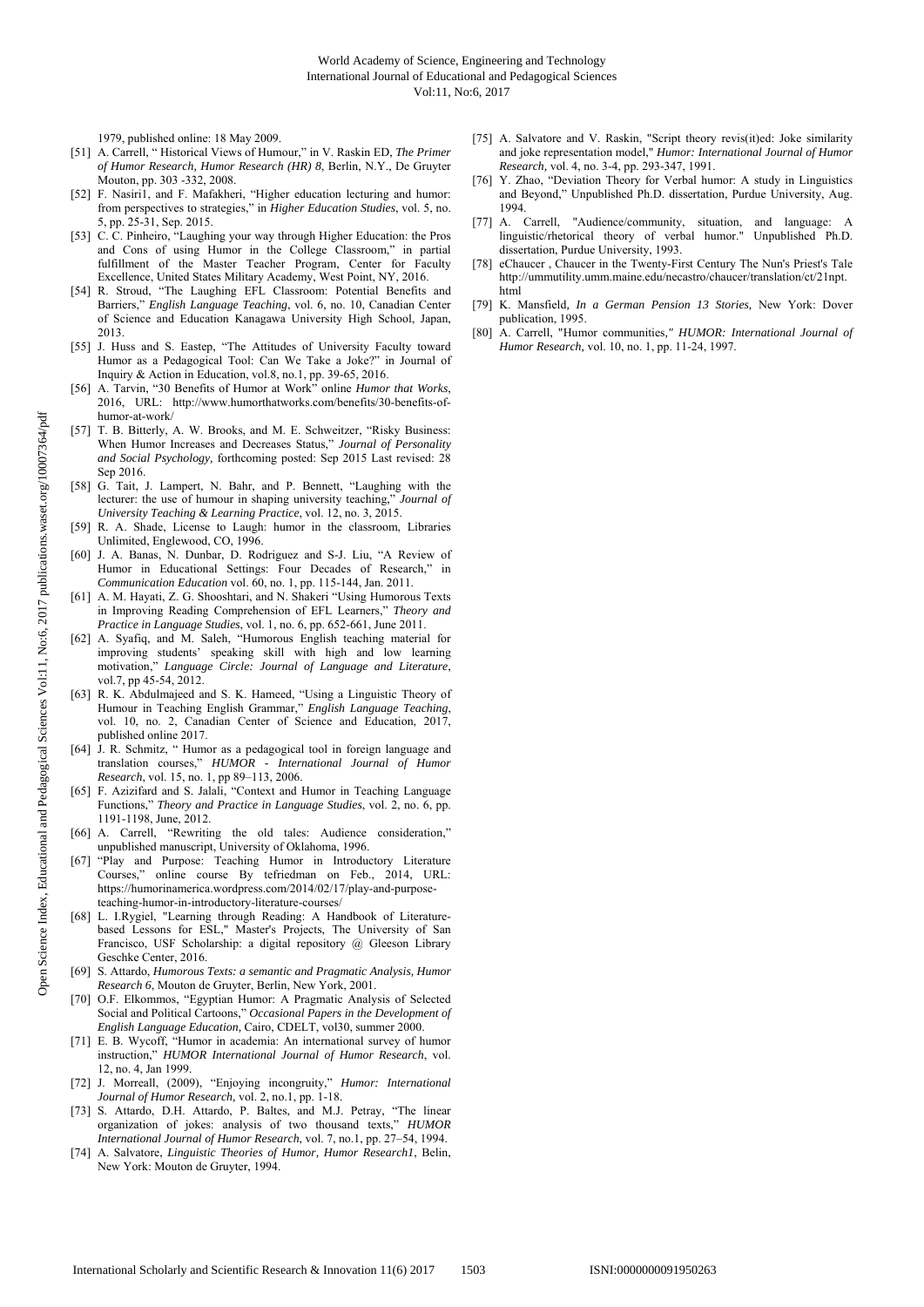1979, published online: 18 May 2009.

[51] A. Carrell, " Historical Views of Humour," in V. Raskin ED, *The Primer of Humor Research, Humor Research (HR) 8*, Berlin, N.Y., De Gruyter Mouton, pp. 303 -332, 2008.

[52] F. Nasiri1, and F. Mafakheri, "Higher education lecturing and humor: from perspectives to strategies," in *Higher Education Studies*, vol. 5, no. 5, pp. 25-31, Sep. 2015.

[53] C. C. Pinheiro, "Laughing your way through Higher Education: the Pros and Cons of using Humor in the College Classroom," in partial fulfillment of the Master Teacher Program, Center for Faculty Excellence, United States Military Academy, West Point, NY, 2016.

[54] R. Stroud, "The Laughing EFL Classroom: Potential Benefits and Barriers," *English Language Teaching*, vol. 6, no. 10, Canadian Center of Science and Education Kanagawa University High School, Japan, 2013.

[55] J. Huss and S. Eastep, "The Attitudes of University Faculty toward Humor as a Pedagogical Tool: Can We Take a Joke?" in Journal of Inquiry & Action in Education, vol.8, no.1, pp. 39-65, 2016.

[56] A. Tarvin, "30 Benefits of Humor at Work" online *Humor that Works*, 2016, URL: http://www.humorthatworks.com/benefits/30-benefits-of-humor-at-work/

[57] T. B. Bitterly, A. W. Brooks, and M. E. Schweitzer, "Risky Business: When Humor Increases and Decreases Status," *Journal of Personality and Social Psychology,* forthcoming posted: Sep 2015 Last revised: 28 Sep 2016.

[58] G. Tait, J. Lampert, N. Bahr, and P. Bennett, "Laughing with the lecturer: the use of humour in shaping university teaching," *Journal of University Teaching & Learning Practice*, vol. 12, no. 3, 2015.

[59] R. A. Shade, License to Laugh: humor in the classroom, Libraries Unlimited, Englewood, CO, 1996.

[60] J. A. Banas, N. Dunbar, D. Rodriguez and S-J. Liu, "A Review of Humor in Educational Settings: Four Decades of Research," in *Communication Education* vol. 60, no. 1, pp. 115-144, Jan. 2011.

[61] A. M. Hayati, Z. G. Shooshtari, and N. Shakeri "Using Humorous Texts in Improving Reading Comprehension of EFL Learners," *Theory and Practice in Language Studies*, vol. 1, no. 6, pp. 652-661, June 2011.

[62] A. Syafiq, and M. Saleh, "Humorous English teaching material for improving students' speaking skill with high and low learning motivation," *Language Circle: Journal of Language and Literature*, vol.7, pp 45-54, 2012.

[63] R. K. Abdulmajeed and S. K. Hameed, "Using a Linguistic Theory of Humour in Teaching English Grammar," *English Language Teaching*, vol. 10, no. 2, Canadian Center of Science and Education, 2017, published online 2017.

[64] J. R. Schmitz, " Humor as a pedagogical tool in foreign language and translation courses," *HUMOR - International Journal of Humor Research*, vol. 15, no. 1, pp 89–113, 2006.

[65] F. Azizifard and S. Jalali, "Context and Humor in Teaching Language Functions," *Theory and Practice in Language Studies*, vol. 2, no. 6, pp. 1191-1198, June, 2012.

[66] A. Carrell, "Rewriting the old tales: Audience consideration," unpublished manuscript, University of Oklahoma, 1996.

[67] "Play and Purpose: Teaching Humor in Introductory Literature Courses," online course By tefriedman on Feb., 2014, URL: https://humorinamerica.wordpress.com/2014/02/17/play-and-purpose-teaching-humor-in-introductory-literature-courses/

[68] L. I.Rygiel, "Learning through Reading: A Handbook of Literature-based Lessons for ESL," Master's Projects, The University of San Francisco, USF Scholarship: a digital repository @ Gleeson Library Geschke Center, 2016.

[69] S. Attardo, *Humorous Texts: a semantic and Pragmatic Analysis, Humor Research 6*, Mouton de Gruyter, Berlin, New York, 2001.

[70] O.F. Elkommos, "Egyptian Humor: A Pragmatic Analysis of Selected Social and Political Cartoons," *Occasional Papers in the Development of English Language Education,* Cairo, CDELT, vol30, summer 2000.

[71] E. B. Wycoff, "Humor in academia: An international survey of humor instruction," *HUMOR International Journal of Humor Research*, vol. 12, no. 4, Jan 1999.

[72] J. Morreall, (2009), "Enjoying incongruity," *Humor: International Journal of Humor Research,* vol. 2, no.1, pp. 1-18.

[73] S. Attardo, D.H. Attardo, P. Baltes, and M.J. Petray, "The linear organization of jokes: analysis of two thousand texts," *HUMOR International Journal of Humor Research*, vol. 7, no.1, pp. 27–54, 1994.

[74] A. Salvatore, *Linguistic Theories of Humor, Humor Research1*, Belin, New York: Mouton de Gruyter, 1994.

[75] A. Salvatore and V. Raskin, "Script theory revis(it)ed: Joke similarity and joke representation model," *Humor: International Journal of Humor Research,* vol. 4, no. 3-4, pp. 293-347, 1991.

[76] Y. Zhao, "Deviation Theory for Verbal humor: A study in Linguistics and Beyond," Unpublished Ph.D. dissertation, Purdue University, Aug. 1994.

[77] A. Carrell, "Audience/community, situation, and language: A linguistic/rhetorical theory of verbal humor." Unpublished Ph.D. dissertation, Purdue University, 1993.

[78] eChaucer , Chaucer in the Twenty-First Century The Nun's Priest's Tale http://ummutility.umm.maine.edu/necastro/chaucer/translation/ct/21npt.html

[79] K. Mansfield*, In a German Pension 13 Stories,* New York: Dover publication, 1995.

[80] A. Carrell, "Humor communities*," HUMOR: International Journal of Humor Research,* vol. 10, no. 1, pp. 11-24, 1997.